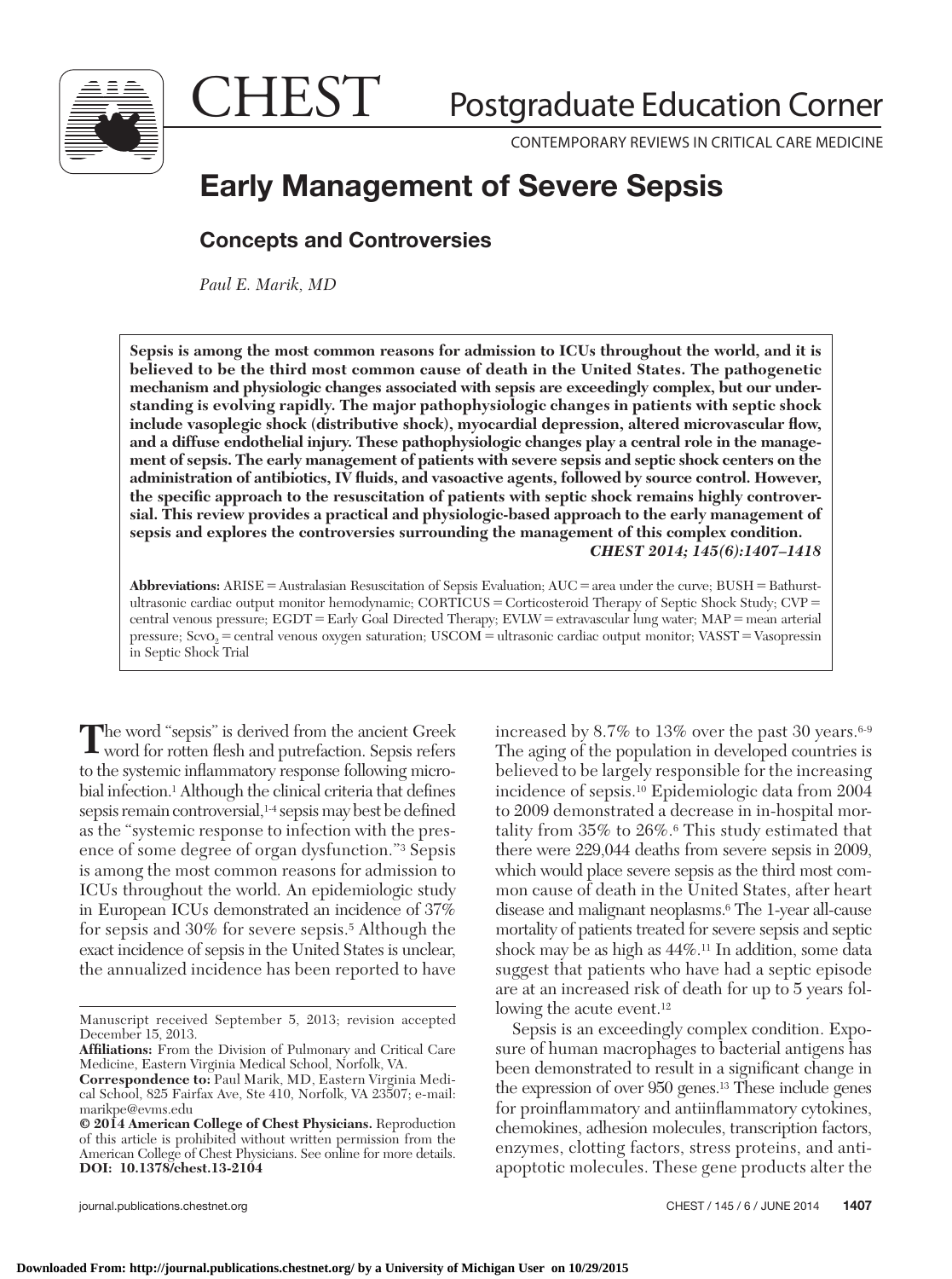CHEST Postgraduate Education Corner

CONTEMPORARY REVIEWS IN CRITICAL CARE MEDICINE

# Early Management of Severe Sepsis

## Concepts and Controversies

*Paul E. Marik, MD*

**Sepsis is among the most common reasons for admission to ICUs throughout the world, and it is believed to be the third most common cause of death in the United States. The pathogenetic mechanism and physiologic changes associated with sepsis are exceedingly complex, but our understanding is evolving rapidly. The major pathophysiologic changes in patients with septic shock include vasoplegic shock (distributive shock), myocardial depression, altered microvascular flow, and a diffuse endothelial injury. These pathophysiologic changes play a central role in the management of sepsis. The early management of patients with severe sepsis and septic shock centers on the administration of antibiotics, IV fluids, and vasoactive agents, followed by source control. However, the specific approach to the resuscitation of patients with septic shock remains highly controversial. This review provides a practical and physiologic-based approach to the early management of sepsis and explores the controversies surrounding the management of this complex condition.**
***CHEST 2014; 145(6):1407–1418***

**Abbreviations:** ARISE = Australasian Resuscitation of Sepsis Evaluation; AUC = area under the curve; BUSH = Bathurst-ultrasonic cardiac output monitor hemodynamic; CORTICUS = Corticosteroid Therapy of Septic Shock Study; CVP = central venous pressure; EGDT = Early Goal Directed Therapy; EVLW = extravascular lung water; MAP = mean arterial pressure; $Scvo_2$ = central venous oxygen saturation; USCOM = ultrasonic cardiac output monitor; VASST = Vasopressin in Septic Shock Trial

The word "sepsis" is derived from the ancient Greek word for rotten flesh and putrefaction. Sepsis refers to the systemic inflammatory response following microbial infection.[1] Although the clinical criteria that defines sepsis remain controversial,[1-4] sepsis may best be defined as the "systemic response to infection with the presence of some degree of organ dysfunction."[3] Sepsis is among the most common reasons for admission to ICUs throughout the world. An epidemiologic study in European ICUs demonstrated an incidence of 37% for sepsis and 30% for severe sepsis.[5] Although the exact incidence of sepsis in the United States is unclear, the annualized incidence has been reported to have increased by 8.7% to 13% over the past 30 years.[6-9] The aging of the population in developed countries is believed to be largely responsible for the increasing incidence of sepsis.[10] Epidemiologic data from 2004 to 2009 demonstrated a decrease in in-hospital mortality from 35% to 26%.[6] This study estimated that there were 229,044 deaths from severe sepsis in 2009, which would place severe sepsis as the third most common cause of death in the United States, after heart disease and malignant neoplasms.[6] The 1-year all-cause mortality of patients treated for severe sepsis and septic shock may be as high as 44%.[11] In addition, some data suggest that patients who have had a septic episode are at an increased risk of death for up to 5 years following the acute event.[12]

Sepsis is an exceedingly complex condition. Exposure of human macrophages to bacterial antigens has been demonstrated to result in a significant change in the expression of over 950 genes.[13] These include genes for proinflammatory and antiinflammatory cytokines, chemokines, adhesion molecules, transcription factors, enzymes, clotting factors, stress proteins, and antiapoptotic molecules. These gene products alter the

---

Manuscript received September 5, 2013; revision accepted December 15, 2013.

**Affiliations:** From the Division of Pulmonary and Critical Care Medicine, Eastern Virginia Medical School, Norfolk, VA.

**Correspondence to:** Paul Marik, MD, Eastern Virginia Medical School, 825 Fairfax Ave, Ste 410, Norfolk, VA 23507; e-mail: marikpe@evms.edu

**© 2014 American College of Chest Physicians.** Reproduction of this article is prohibited without written permission from the American College of Chest Physicians. See online for more details.

**DOI: 10.1378/chest.13-2104**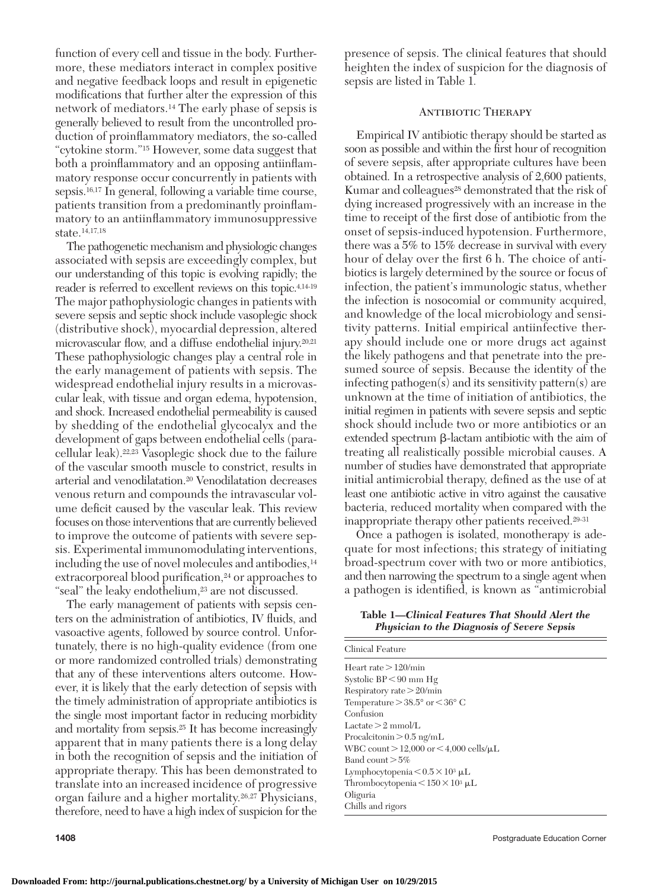function of every cell and tissue in the body. Furthermore, these mediators interact in complex positive and negative feedback loops and result in epigenetic modifications that further alter the expression of this network of mediators.[14] The early phase of sepsis is generally believed to result from the uncontrolled production of proinflammatory mediators, the so-called "cytokine storm."[15] However, some data suggest that both a proinflammatory and an opposing antiinflammatory response occur concurrently in patients with sepsis.[16,17] In general, following a variable time course, patients transition from a predominantly proinflammatory to an antiinflammatory immunosuppressive state.[14,17,18]

The pathogenetic mechanism and physiologic changes associated with sepsis are exceedingly complex, but our understanding of this topic is evolving rapidly; the reader is referred to excellent reviews on this topic.[4,14-19] The major pathophysiologic changes in patients with severe sepsis and septic shock include vasoplegic shock (distributive shock), myocardial depression, altered microvascular flow, and a diffuse endothelial injury.[20,21] These pathophysiologic changes play a central role in the early management of patients with sepsis. The widespread endothelial injury results in a microvascular leak, with tissue and organ edema, hypotension, and shock. Increased endothelial permeability is caused by shedding of the endothelial glycocalyx and the development of gaps between endothelial cells (paracellular leak).[22,23] Vasoplegic shock due to the failure of the vascular smooth muscle to constrict, results in arterial and venodilatation.[20] Venodilatation decreases venous return and compounds the intravascular volume deficit caused by the vascular leak. This review focuses on those interventions that are currently believed to improve the outcome of patients with severe sepsis. Experimental immunomodulating interventions, including the use of novel molecules and antibodies,[14] extracorporeal blood purification,[24] or approaches to "seal" the leaky endothelium,[23] are not discussed.

The early management of patients with sepsis centers on the administration of antibiotics, IV fluids, and vasoactive agents, followed by source control. Unfortunately, there is no high-quality evidence (from one or more randomized controlled trials) demonstrating that any of these interventions alters outcome. However, it is likely that the early detection of sepsis with the timely administration of appropriate antibiotics is the single most important factor in reducing morbidity and mortality from sepsis.[25] It has become increasingly apparent that in many patients there is a long delay in both the recognition of sepsis and the initiation of appropriate therapy. This has been demonstrated to translate into an increased incidence of progressive organ failure and a higher mortality.[26,27] Physicians, therefore, need to have a high index of suspicion for the presence of sepsis. The clinical features that should heighten the index of suspicion for the diagnosis of sepsis are listed in Table 1.

## Antibiotic Therapy

Empirical IV antibiotic therapy should be started as soon as possible and within the first hour of recognition of severe sepsis, after appropriate cultures have been obtained. In a retrospective analysis of 2,600 patients, Kumar and colleagues[28] demonstrated that the risk of dying increased progressively with an increase in the time to receipt of the first dose of antibiotic from the onset of sepsis-induced hypotension. Furthermore, there was a 5% to 15% decrease in survival with every hour of delay over the first 6 h. The choice of antibiotics is largely determined by the source or focus of infection, the patient's immunologic status, whether the infection is nosocomial or community acquired, and knowledge of the local microbiology and sensitivity patterns. Initial empirical antiinfective therapy should include one or more drugs act against the likely pathogens and that penetrate into the presumed source of sepsis. Because the identity of the infecting pathogen(s) and its sensitivity pattern(s) are unknown at the time of initiation of antibiotics, the initial regimen in patients with severe sepsis and septic shock should include two or more antibiotics or an extended spectrum β-lactam antibiotic with the aim of treating all realistically possible microbial causes. A number of studies have demonstrated that appropriate initial antimicrobial therapy, defined as the use of at least one antibiotic active in vitro against the causative bacteria, reduced mortality when compared with the inappropriate therapy other patients received.[29-31]

Once a pathogen is isolated, monotherapy is adequate for most infections; this strategy of initiating broad-spectrum cover with two or more antibiotics, and then narrowing the spectrum to a single agent when a pathogen is identified, is known as "antimicrobial

**Table 1—*Clinical Features That Should Alert the Physician to the Diagnosis of Severe Sepsis***

| Clinical Feature |
|---|
| Heart rate > 120/min |
| Systolic BP < 90 mm Hg |
| Respiratory rate > 20/min |
| Temperature > 38.5° or < 36° C |
| Confusion |
| Lactate > 2 mmol/L |
| Procalcitonin > 0.5 ng/mL |
| WBC count > 12,000 or < 4,000 cells/μL |
| Band count > 5% |
| Lymphocytopenia < $0.5 \times 10^3$ μL |
| Thrombocytopenia < $150 \times 10^3$ μL |
| Oliguria |
| Chills and rigors |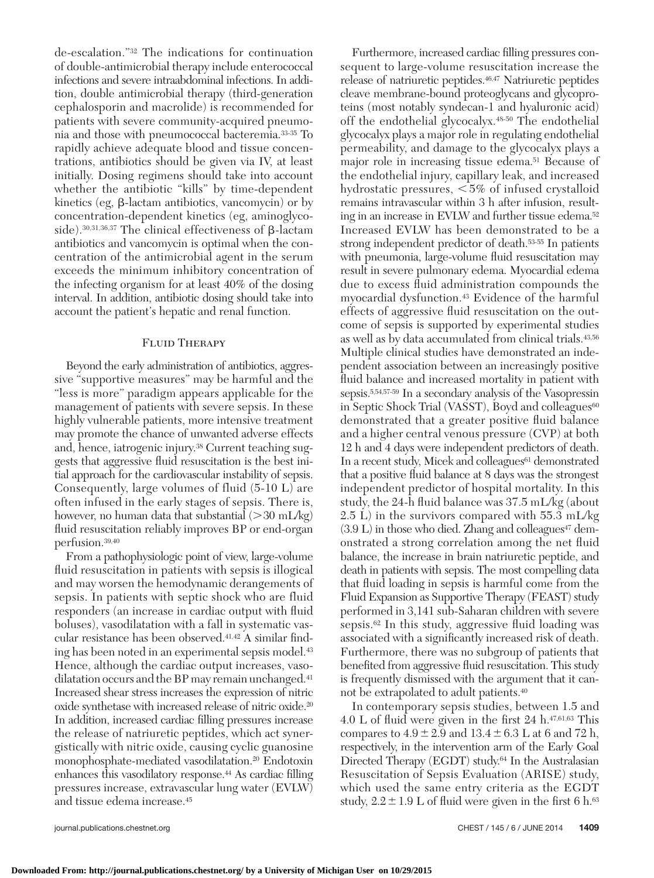de-escalation."[32] The indications for continuation of double-antimicrobial therapy include enterococcal infections and severe intraabdominal infections. In addition, double antimicrobial therapy (third-generation cephalosporin and macrolide) is recommended for patients with severe community-acquired pneumonia and those with pneumococcal bacteremia.[33-35] To rapidly achieve adequate blood and tissue concentrations, antibiotics should be given via IV, at least initially. Dosing regimens should take into account whether the antibiotic "kills" by time-dependent kinetics (eg, β-lactam antibiotics, vancomycin) or by concentration-dependent kinetics (eg, aminoglycoside).[30,31,36,37] The clinical effectiveness of β-lactam antibiotics and vancomycin is optimal when the concentration of the antimicrobial agent in the serum exceeds the minimum inhibitory concentration of the infecting organism for at least 40% of the dosing interval. In addition, antibiotic dosing should take into account the patient's hepatic and renal function.

## Fluid Therapy

Beyond the early administration of antibiotics, aggressive "supportive measures" may be harmful and the "less is more" paradigm appears applicable for the management of patients with severe sepsis. In these highly vulnerable patients, more intensive treatment may promote the chance of unwanted adverse effects and, hence, iatrogenic injury.[38] Current teaching suggests that aggressive fluid resuscitation is the best initial approach for the cardiovascular instability of sepsis. Consequently, large volumes of fluid (5-10 L) are often infused in the early stages of sepsis. There is, however, no human data that substantial (> 30 mL/kg) fluid resuscitation reliably improves BP or end-organ perfusion.[39,40]

From a pathophysiologic point of view, large-volume fluid resuscitation in patients with sepsis is illogical and may worsen the hemodynamic derangements of sepsis. In patients with septic shock who are fluid responders (an increase in cardiac output with fluid boluses), vasodilatation with a fall in systematic vascular resistance has been observed.[41,42] A similar finding has been noted in an experimental sepsis model.[43] Hence, although the cardiac output increases, vasodilatation occurs and the BP may remain unchanged.[41] Increased shear stress increases the expression of nitric oxide synthetase with increased release of nitric oxide.[20] In addition, increased cardiac filling pressures increase the release of natriuretic peptides, which act synergistically with nitric oxide, causing cyclic guanosine monophosphate-mediated vasodilatation.[20] Endotoxin enhances this vasodilatory response.[44] As cardiac filling pressures increase, extravascular lung water (EVLW) and tissue edema increase.[45]

Furthermore, increased cardiac filling pressures consequent to large-volume resuscitation increase the release of natriuretic peptides.[46,47] Natriuretic peptides cleave membrane-bound proteoglycans and glycoproteins (most notably syndecan-1 and hyaluronic acid) off the endothelial glycocalyx.[48-50] The endothelial glycocalyx plays a major role in regulating endothelial permeability, and damage to the glycocalyx plays a major role in increasing tissue edema.[51] Because of the endothelial injury, capillary leak, and increased hydrostatic pressures, < 5% of infused crystalloid remains intravascular within 3 h after infusion, resulting in an increase in EVLW and further tissue edema.[52] Increased EVLW has been demonstrated to be a strong independent predictor of death.[53-55] In patients with pneumonia, large-volume fluid resuscitation may result in severe pulmonary edema. Myocardial edema due to excess fluid administration compounds the myocardial dysfunction.[43] Evidence of the harmful effects of aggressive fluid resuscitation on the outcome of sepsis is supported by experimental studies as well as by data accumulated from clinical trials.[43,56] Multiple clinical studies have demonstrated an independent association between an increasingly positive fluid balance and increased mortality in patient with sepsis.[5,54,57-59] In a secondary analysis of the Vasopressin in Septic Shock Trial (VASST), Boyd and colleagues[60] demonstrated that a greater positive fluid balance and a higher central venous pressure (CVP) at both 12 h and 4 days were independent predictors of death. In a recent study, Micek and colleagues[61] demonstrated that a positive fluid balance at 8 days was the strongest independent predictor of hospital mortality. In this study, the 24-h fluid balance was 37.5 mL/kg (about 2.5 L) in the survivors compared with 55.3 mL/kg (3.9 L) in those who died. Zhang and colleagues[47] demonstrated a strong correlation among the net fluid balance, the increase in brain natriuretic peptide, and death in patients with sepsis. The most compelling data that fluid loading in sepsis is harmful come from the Fluid Expansion as Supportive Therapy (FEAST) study performed in 3,141 sub-Saharan children with severe sepsis.[62] In this study, aggressive fluid loading was associated with a significantly increased risk of death. Furthermore, there was no subgroup of patients that benefited from aggressive fluid resuscitation. This study is frequently dismissed with the argument that it cannot be extrapolated to adult patients.[40]

In contemporary sepsis studies, between 1.5 and 4.0 L of fluid were given in the first 24 h.[47,61,63] This compares to $4.9 \pm 2.9$ and $13.4 \pm 6.3$ L at 6 and 72 h, respectively, in the intervention arm of the Early Goal Directed Therapy (EGDT) study.[64] In the Australasian Resuscitation of Sepsis Evaluation (ARISE) study, which used the same entry criteria as the EGDT study, $2.2 \pm 1.9$ L of fluid were given in the first 6 h.[63]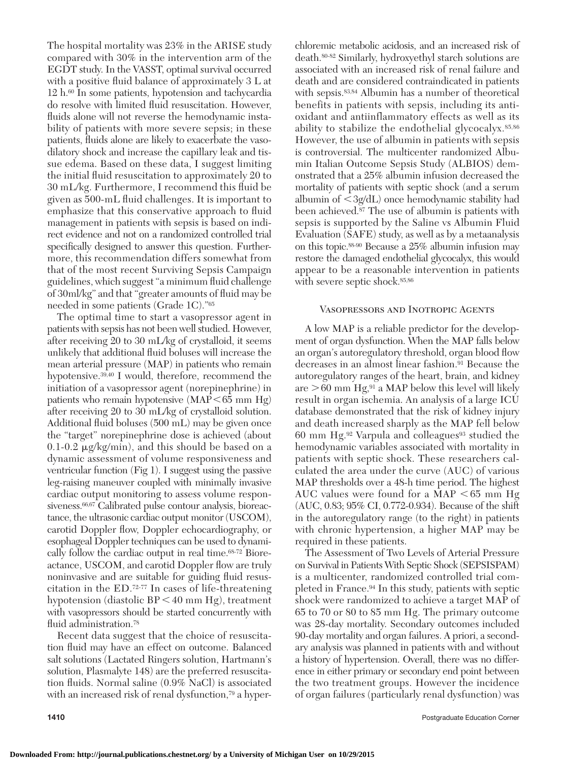The hospital mortality was 23% in the ARISE study compared with 30% in the intervention arm of the EGDT study. In the VASST, optimal survival occurred with a positive fluid balance of approximately 3 L at 12 h.[60] In some patients, hypotension and tachycardia do resolve with limited fluid resuscitation. However, fluids alone will not reverse the hemodynamic instability of patients with more severe sepsis; in these patients, fluids alone are likely to exacerbate the vasodilatory shock and increase the capillary leak and tissue edema. Based on these data, I suggest limiting the initial fluid resuscitation to approximately 20 to 30 mL/kg. Furthermore, I recommend this fluid be given as 500-mL fluid challenges. It is important to emphasize that this conservative approach to fluid management in patients with sepsis is based on indirect evidence and not on a randomized controlled trial specifically designed to answer this question. Furthermore, this recommendation differs somewhat from that of the most recent Surviving Sepsis Campaign guidelines, which suggest "a minimum fluid challenge of 30ml/kg" and that "greater amounts of fluid may be needed in some patients (Grade 1C)."[65]

The optimal time to start a vasopressor agent in patients with sepsis has not been well studied. However, after receiving 20 to 30 mL/kg of crystalloid, it seems unlikely that additional fluid boluses will increase the mean arterial pressure (MAP) in patients who remain hypotensive.[39,40] I would, therefore, recommend the initiation of a vasopressor agent (norepinephrine) in patients who remain hypotensive (MAP < 65 mm Hg) after receiving 20 to 30 mL/kg of crystalloid solution. Additional fluid boluses (500 mL) may be given once the "target" norepinephrine dose is achieved (about 0.1-0.2 μg/kg/min), and this should be based on a dynamic assessment of volume responsiveness and ventricular function (Fig 1). I suggest using the passive leg-raising maneuver coupled with minimally invasive cardiac output monitoring to assess volume responsiveness.[66,67] Calibrated pulse contour analysis, bioreactance, the ultrasonic cardiac output monitor (USCOM), carotid Doppler flow, Doppler echocardiography, or esophageal Doppler techniques can be used to dynamically follow the cardiac output in real time.[68-72] Bioreactance, USCOM, and carotid Doppler flow are truly noninvasive and are suitable for guiding fluid resuscitation in the ED.[72-77] In cases of life-threatening hypotension (diastolic BP < 40 mm Hg), treatment with vasopressors should be started concurrently with fluid administration.[78]

Recent data suggest that the choice of resuscitation fluid may have an effect on outcome. Balanced salt solutions (Lactated Ringers solution, Hartmann's solution, Plasmalyte 148) are the preferred resuscitation fluids. Normal saline (0.9% NaCl) is associated with an increased risk of renal dysfunction,[79] a hyperchloremic metabolic acidosis, and an increased risk of death.[80-82] Similarly, hydroxyethyl starch solutions are associated with an increased risk of renal failure and death and are considered contraindicated in patients with sepsis.[83,84] Albumin has a number of theoretical benefits in patients with sepsis, including its antioxidant and antiinflammatory effects as well as its ability to stabilize the endothelial glycocalyx.[85,86] However, the use of albumin in patients with sepsis is controversial. The multicenter randomized Albumin Italian Outcome Sepsis Study (ALBIOS) demonstrated that a 25% albumin infusion decreased the mortality of patients with septic shock (and a serum albumin of < 3g/dL) once hemodynamic stability had been achieved.[87] The use of albumin is patients with sepsis is supported by the Saline vs Albumin Fluid Evaluation (SAFE) study, as well as by a metaanalysis on this topic.[88-90] Because a 25% albumin infusion may restore the damaged endothelial glycocalyx, this would appear to be a reasonable intervention in patients with severe septic shock.[85,86]

## Vasopressors and Inotropic Agents

A low MAP is a reliable predictor for the development of organ dysfunction. When the MAP falls below an organ's autoregulatory threshold, organ blood flow decreases in an almost linear fashion.[91] Because the autoregulatory ranges of the heart, brain, and kidney are > 60 mm Hg,[91] a MAP below this level will likely result in organ ischemia. An analysis of a large ICU database demonstrated that the risk of kidney injury and death increased sharply as the MAP fell below 60 mm Hg.[92] Varpula and colleagues[93] studied the hemodynamic variables associated with mortality in patients with septic shock. These researchers calculated the area under the curve (AUC) of various MAP thresholds over a 48-h time period. The highest AUC values were found for a MAP < 65 mm Hg (AUC, 0.83; 95% CI, 0.772-0.934). Because of the shift in the autoregulatory range (to the right) in patients with chronic hypertension, a higher MAP may be required in these patients.

The Assessment of Two Levels of Arterial Pressure on Survival in Patients With Septic Shock (SEPSISPAM) is a multicenter, randomized controlled trial completed in France.[94] In this study, patients with septic shock were randomized to achieve a target MAP of 65 to 70 or 80 to 85 mm Hg. The primary outcome was 28-day mortality. Secondary outcomes included 90-day mortality and organ failures. A priori, a secondary analysis was planned in patients with and without a history of hypertension. Overall, there was no difference in either primary or secondary end point between the two treatment groups. However the incidence of organ failures (particularly renal dysfunction) was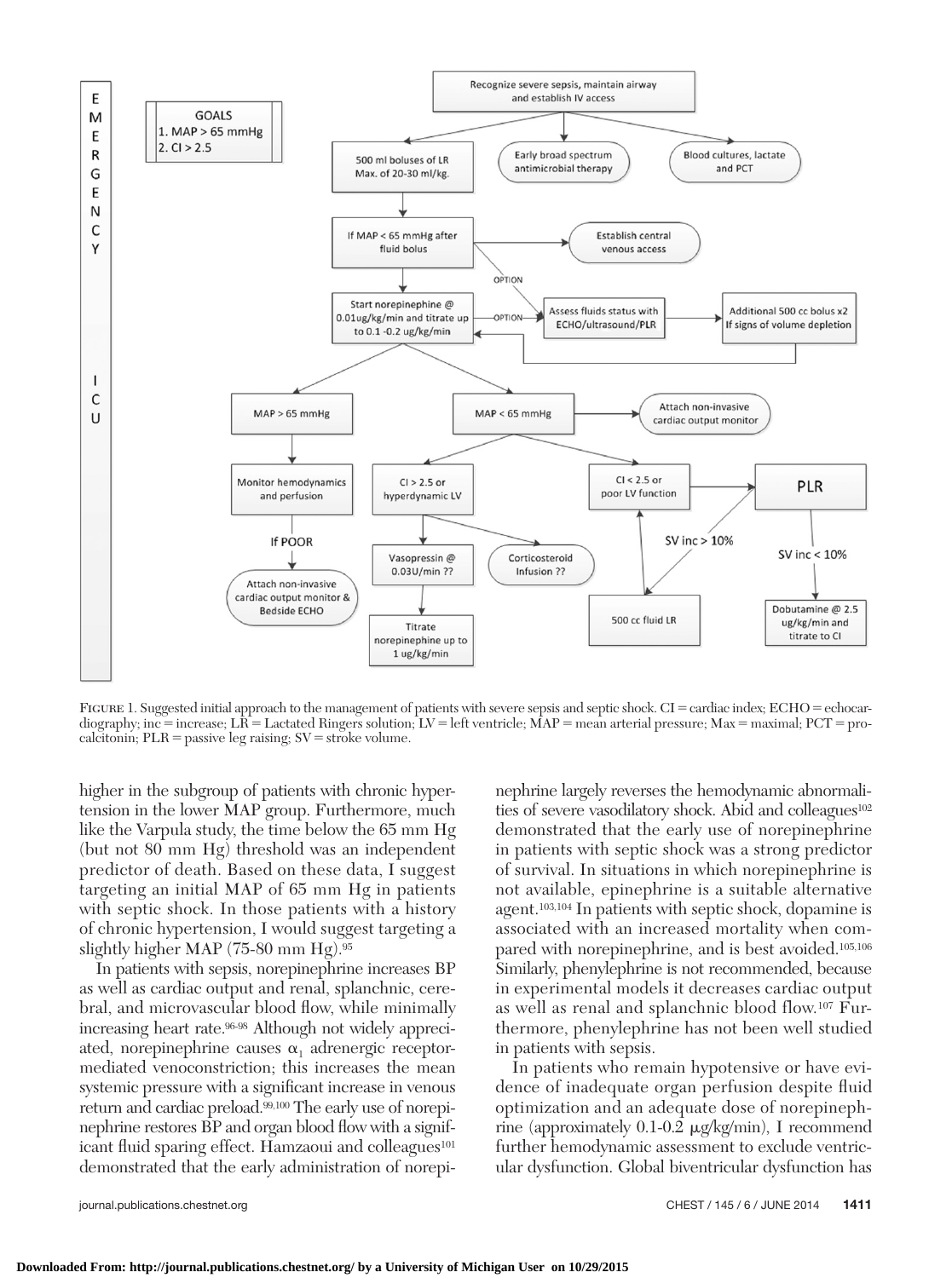FIGURE 1. Suggested initial approach to the management of patients with severe sepsis and septic shock. CI = cardiac index; ECHO = echocardiography; inc = increase; LR = Lactated Ringers solution; LV = left ventricle; MAP = mean arterial pressure; Max = maximal; PCT = procalcitonin; PLR = passive leg raising; SV = stroke volume.

higher in the subgroup of patients with chronic hypertension in the lower MAP group. Furthermore, much like the Varpula study, the time below the 65 mm Hg (but not 80 mm Hg) threshold was an independent predictor of death. Based on these data, I suggest targeting an initial MAP of 65 mm Hg in patients with septic shock. In those patients with a history of chronic hypertension, I would suggest targeting a slightly higher MAP (75-80 mm Hg).[95]

In patients with sepsis, norepinephrine increases BP as well as cardiac output and renal, splanchnic, cerebral, and microvascular blood flow, while minimally increasing heart rate.[96-98] Although not widely appreciated, norepinephrine causes $\alpha_1$ adrenergic receptor-mediated venoconstriction; this increases the mean systemic pressure with a significant increase in venous return and cardiac preload.[99,100] The early use of norepinephrine restores BP and organ blood flow with a significant fluid sparing effect. Hamzaoui and colleagues[101] demonstrated that the early administration of norepinephrine largely reverses the hemodynamic abnormalities of severe vasodilatory shock. Abid and colleagues[102] demonstrated that the early use of norepinephrine in patients with septic shock was a strong predictor of survival. In situations in which norepinephrine is not available, epinephrine is a suitable alternative agent.[103,104] In patients with septic shock, dopamine is associated with an increased mortality when compared with norepinephrine, and is best avoided.[105,106] Similarly, phenylephrine is not recommended, because in experimental models it decreases cardiac output as well as renal and splanchnic blood flow.[107] Furthermore, phenylephrine has not been well studied in patients with sepsis.

In patients who remain hypotensive or have evidence of inadequate organ perfusion despite fluid optimization and an adequate dose of norepinephrine (approximately 0.1-0.2 μg/kg/min), I recommend further hemodynamic assessment to exclude ventricular dysfunction. Global biventricular dysfunction has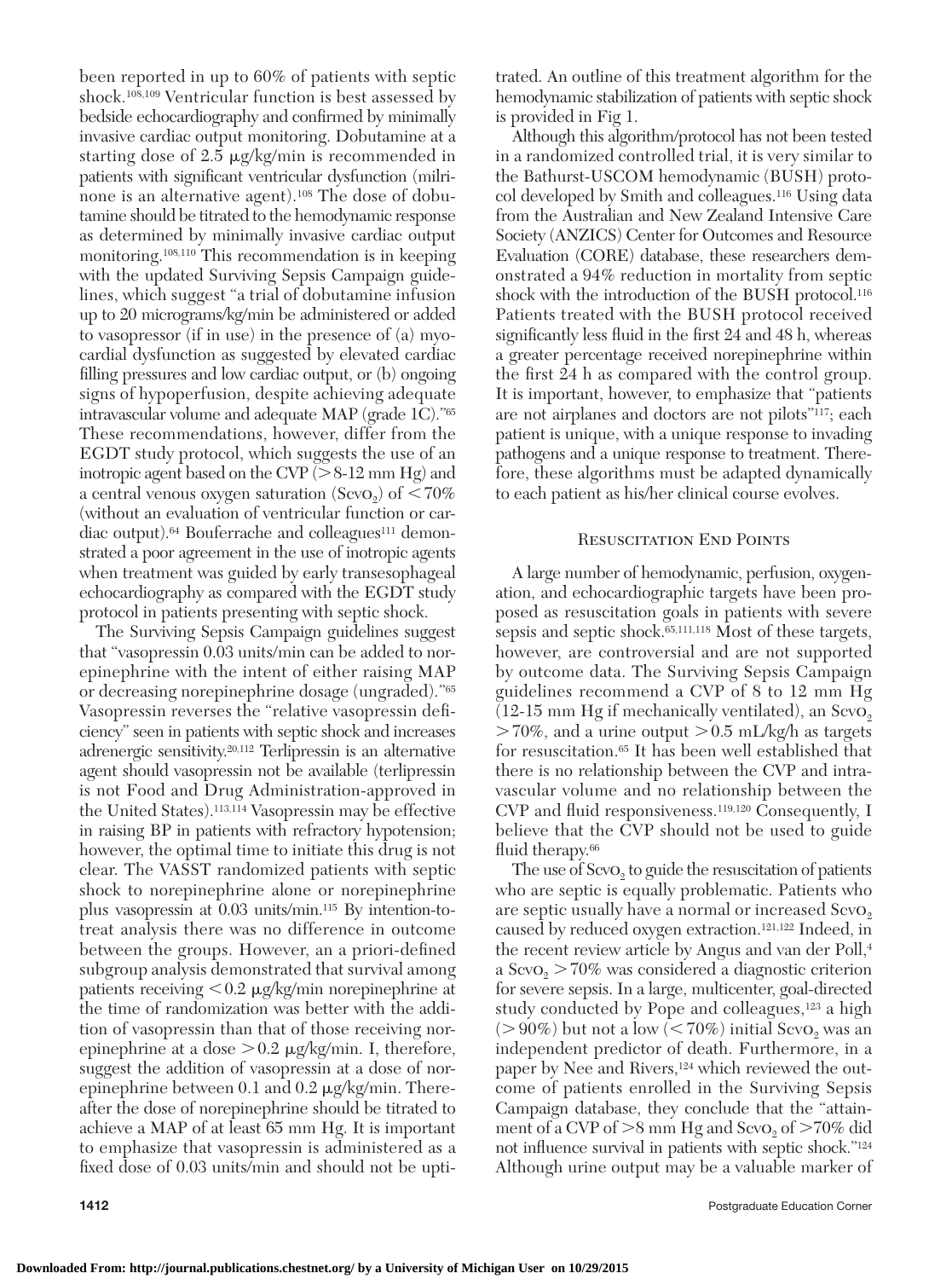been reported in up to 60% of patients with septic shock.[108,109] Ventricular function is best assessed by bedside echocardiography and confirmed by minimally invasive cardiac output monitoring. Dobutamine at a starting dose of 2.5 μg/kg/min is recommended in patients with significant ventricular dysfunction (milrinone is an alternative agent).[108] The dose of dobutamine should be titrated to the hemodynamic response as determined by minimally invasive cardiac output monitoring.[108,110] This recommendation is in keeping with the updated Surviving Sepsis Campaign guidelines, which suggest "a trial of dobutamine infusion up to 20 micrograms/kg/min be administered or added to vasopressor (if in use) in the presence of (a) myocardial dysfunction as suggested by elevated cardiac filling pressures and low cardiac output, or (b) ongoing signs of hypoperfusion, despite achieving adequate intravascular volume and adequate MAP (grade 1C)."[65] These recommendations, however, differ from the EGDT study protocol, which suggests the use of an inotropic agent based on the CVP (> 8-12 mm Hg) and a central venous oxygen saturation ($Scvo_2$) of < 70% (without an evaluation of ventricular function or cardiac output).[64] Bouferrache and colleagues[111] demonstrated a poor agreement in the use of inotropic agents when treatment was guided by early transesophageal echocardiography as compared with the EGDT study protocol in patients presenting with septic shock.

The Surviving Sepsis Campaign guidelines suggest that "vasopressin 0.03 units/min can be added to norepinephrine with the intent of either raising MAP or decreasing norepinephrine dosage (ungraded)."[65] Vasopressin reverses the "relative vasopressin deficiency" seen in patients with septic shock and increases adrenergic sensitivity.[20,112] Terlipressin is an alternative agent should vasopressin not be available (terlipressin is not Food and Drug Administration-approved in the United States).[113,114] Vasopressin may be effective in raising BP in patients with refractory hypotension; however, the optimal time to initiate this drug is not clear. The VASST randomized patients with septic shock to norepinephrine alone or norepinephrine plus vasopressin at 0.03 units/min.[115] By intention-to-treat analysis there was no difference in outcome between the groups. However, an a priori-defined subgroup analysis demonstrated that survival among patients receiving < 0.2 μg/kg/min norepinephrine at the time of randomization was better with the addition of vasopressin than that of those receiving norepinephrine at a dose > 0.2 μg/kg/min. I, therefore, suggest the addition of vasopressin at a dose of norepinephrine between 0.1 and 0.2 μg/kg/min. Thereafter the dose of norepinephrine should be titrated to achieve a MAP of at least 65 mm Hg. It is important to emphasize that vasopressin is administered as a fixed dose of 0.03 units/min and should not be uptitrated. An outline of this treatment algorithm for the hemodynamic stabilization of patients with septic shock is provided in Fig 1.

Although this algorithm/protocol has not been tested in a randomized controlled trial, it is very similar to the Bathurst-USCOM hemodynamic (BUSH) protocol developed by Smith and colleagues.[116] Using data from the Australian and New Zealand Intensive Care Society (ANZICS) Center for Outcomes and Resource Evaluation (CORE) database, these researchers demonstrated a 94% reduction in mortality from septic shock with the introduction of the BUSH protocol.[116] Patients treated with the BUSH protocol received significantly less fluid in the first 24 and 48 h, whereas a greater percentage received norepinephrine within the first 24 h as compared with the control group. It is important, however, to emphasize that "patients are not airplanes and doctors are not pilots"[117]; each patient is unique, with a unique response to invading pathogens and a unique response to treatment. Therefore, these algorithms must be adapted dynamically to each patient as his/her clinical course evolves.

## Resuscitation End Points

A large number of hemodynamic, perfusion, oxygenation, and echocardiographic targets have been proposed as resuscitation goals in patients with severe sepsis and septic shock.[65,111,118] Most of these targets, however, are controversial and are not supported by outcome data. The Surviving Sepsis Campaign guidelines recommend a CVP of 8 to 12 mm Hg (12-15 mm Hg if mechanically ventilated), an $Scvo_2$ > 70%, and a urine output > 0.5 mL/kg/h as targets for resuscitation.[65] It has been well established that there is no relationship between the CVP and intravascular volume and no relationship between the CVP and fluid responsiveness.[119,120] Consequently, I believe that the CVP should not be used to guide fluid therapy.[66]

The use of $Scvo_2$ to guide the resuscitation of patients who are septic is equally problematic. Patients who are septic usually have a normal or increased $Scvo_2$ caused by reduced oxygen extraction.[121,122] Indeed, in the recent review article by Angus and van der Poll,[4] a $Scvo_2$ > 70% was considered a diagnostic criterion for severe sepsis. In a large, multicenter, goal-directed study conducted by Pope and colleagues,[123] a high (> 90%) but not a low (< 70%) initial $Scvo_2$ was an independent predictor of death. Furthermore, in a paper by Nee and Rivers,[124] which reviewed the outcome of patients enrolled in the Surviving Sepsis Campaign database, they conclude that the "attainment of a CVP of >8 mm Hg and $Scvo_2$ of >70% did not influence survival in patients with septic shock."[124] Although urine output may be a valuable marker of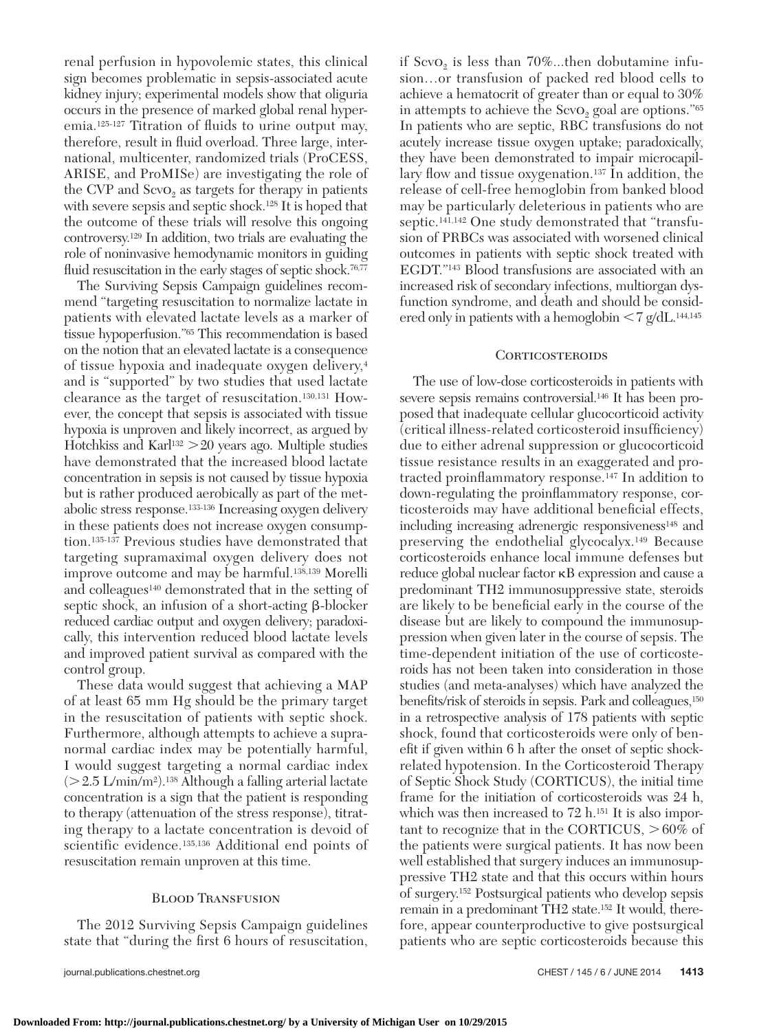renal perfusion in hypovolemic states, this clinical sign becomes problematic in sepsis-associated acute kidney injury; experimental models show that oliguria occurs in the presence of marked global renal hyperemia.[125-127] Titration of fluids to urine output may, therefore, result in fluid overload. Three large, international, multicenter, randomized trials (ProCESS, ARISE, and ProMISe) are investigating the role of the CVP and $Scv_{O_2}$ as targets for therapy in patients with severe sepsis and septic shock.[128] It is hoped that the outcome of these trials will resolve this ongoing controversy.[129] In addition, two trials are evaluating the role of noninvasive hemodynamic monitors in guiding fluid resuscitation in the early stages of septic shock.[76,77]

The Surviving Sepsis Campaign guidelines recommend "targeting resuscitation to normalize lactate in patients with elevated lactate levels as a marker of tissue hypoperfusion."[65] This recommendation is based on the notion that an elevated lactate is a consequence of tissue hypoxia and inadequate oxygen delivery,[4] and is "supported" by two studies that used lactate clearance as the target of resuscitation.[130,131] However, the concept that sepsis is associated with tissue hypoxia is unproven and likely incorrect, as argued by Hotchkiss and Karl[132] > 20 years ago. Multiple studies have demonstrated that the increased blood lactate concentration in sepsis is not caused by tissue hypoxia but is rather produced aerobically as part of the metabolic stress response.[133-136] Increasing oxygen delivery in these patients does not increase oxygen consumption.[135-137] Previous studies have demonstrated that targeting supramaximal oxygen delivery does not improve outcome and may be harmful.[138,139] Morelli and colleagues[140] demonstrated that in the setting of septic shock, an infusion of a short-acting β-blocker reduced cardiac output and oxygen delivery; paradoxically, this intervention reduced blood lactate levels and improved patient survival as compared with the control group.

These data would suggest that achieving a MAP of at least 65 mm Hg should be the primary target in the resuscitation of patients with septic shock. Furthermore, although attempts to achieve a supranormal cardiac index may be potentially harmful, I would suggest targeting a normal cardiac index (> 2.5 L/min/m$^2$).[138] Although a falling arterial lactate concentration is a sign that the patient is responding to therapy (attenuation of the stress response), titrating therapy to a lactate concentration is devoid of scientific evidence.[135,136] Additional end points of resuscitation remain unproven at this time.

## Blood Transfusion

The 2012 Surviving Sepsis Campaign guidelines state that "during the first 6 hours of resuscitation, if $Scv_{O_2}$ is less than 70%...then dobutamine infusion…or transfusion of packed red blood cells to achieve a hematocrit of greater than or equal to 30% in attempts to achieve the $Scv_{O_2}$ goal are options."[65] In patients who are septic, RBC transfusions do not acutely increase tissue oxygen uptake; paradoxically, they have been demonstrated to impair microcapillary flow and tissue oxygenation.[137] In addition, the release of cell-free hemoglobin from banked blood may be particularly deleterious in patients who are septic.[141,142] One study demonstrated that "transfusion of PRBCs was associated with worsened clinical outcomes in patients with septic shock treated with EGDT."[143] Blood transfusions are associated with an increased risk of secondary infections, multiorgan dysfunction syndrome, and death and should be considered only in patients with a hemoglobin < 7 g/dL.[144,145]

## Corticosteroids

The use of low-dose corticosteroids in patients with severe sepsis remains controversial.[146] It has been proposed that inadequate cellular glucocorticoid activity (critical illness-related corticosteroid insufficiency) due to either adrenal suppression or glucocorticoid tissue resistance results in an exaggerated and protracted proinflammatory response.[147] In addition to down-regulating the proinflammatory response, corticosteroids may have additional beneficial effects, including increasing adrenergic responsiveness[148] and preserving the endothelial glycocalyx.[149] Because corticosteroids enhance local immune defenses but reduce global nuclear factor κB expression and cause a predominant TH2 immunosuppressive state, steroids are likely to be beneficial early in the course of the disease but are likely to compound the immunosuppression when given later in the course of sepsis. The time-dependent initiation of the use of corticosteroids has not been taken into consideration in those studies (and meta-analyses) which have analyzed the benefits/risk of steroids in sepsis. Park and colleagues,[150] in a retrospective analysis of 178 patients with septic shock, found that corticosteroids were only of benefit if given within 6 h after the onset of septic shock-related hypotension. In the Corticosteroid Therapy of Septic Shock Study (CORTICUS), the initial time frame for the initiation of corticosteroids was 24 h, which was then increased to 72 h.[151] It is also important to recognize that in the CORTICUS, > 60% of the patients were surgical patients. It has now been well established that surgery induces an immunosuppressive TH2 state and that this occurs within hours of surgery.[152] Postsurgical patients who develop sepsis remain in a predominant TH2 state.[152] It would, therefore, appear counterproductive to give postsurgical patients who are septic corticosteroids because this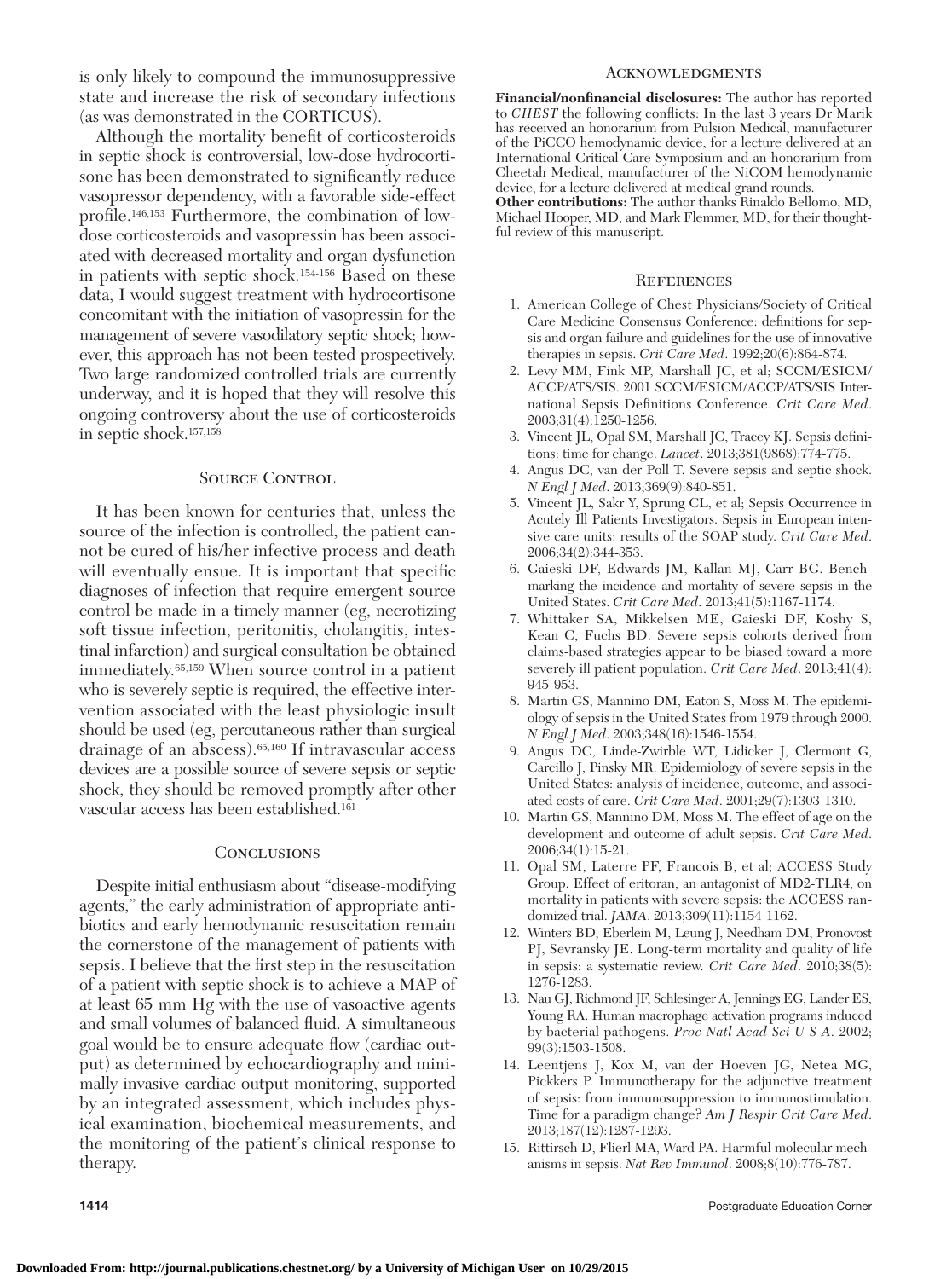is only likely to compound the immunosuppressive state and increase the risk of secondary infections (as was demonstrated in the CORTICUS).

Although the mortality benefit of corticosteroids in septic shock is controversial, low-dose hydrocortisone has been demonstrated to significantly reduce vasopressor dependency, with a favorable side-effect profile.[146,153] Furthermore, the combination of low-dose corticosteroids and vasopressin has been associated with decreased mortality and organ dysfunction in patients with septic shock.[154-156] Based on these data, I would suggest treatment with hydrocortisone concomitant with the initiation of vasopressin for the management of severe vasodilatory septic shock; however, this approach has not been tested prospectively. Two large randomized controlled trials are currently underway, and it is hoped that they will resolve this ongoing controversy about the use of corticosteroids in septic shock.[157,158]

## Source Control

It has been known for centuries that, unless the source of the infection is controlled, the patient cannot be cured of his/her infective process and death will eventually ensue. It is important that specific diagnoses of infection that require emergent source control be made in a timely manner (eg, necrotizing soft tissue infection, peritonitis, cholangitis, intestinal infarction) and surgical consultation be obtained immediately.[65,159] When source control in a patient who is severely septic is required, the effective intervention associated with the least physiologic insult should be used (eg, percutaneous rather than surgical drainage of an abscess).[65,160] If intravascular access devices are a possible source of severe sepsis or septic shock, they should be removed promptly after other vascular access has been established.[161]

## Conclusions

Despite initial enthusiasm about "disease-modifying agents," the early administration of appropriate antibiotics and early hemodynamic resuscitation remain the cornerstone of the management of patients with sepsis. I believe that the first step in the resuscitation of a patient with septic shock is to achieve a MAP of at least 65 mm Hg with the use of vasoactive agents and small volumes of balanced fluid. A simultaneous goal would be to ensure adequate flow (cardiac output) as determined by echocardiography and minimally invasive cardiac output monitoring, supported by an integrated assessment, which includes physical examination, biochemical measurements, and the monitoring of the patient's clinical response to therapy.

## Acknowledgments

**Financial/nonfinancial disclosures:** The author has reported to *CHEST* the following conflicts: In the last 3 years Dr Marik has received an honorarium from Pulsion Medical, manufacturer of the PiCCO hemodynamic device, for a lecture delivered at an International Critical Care Symposium and an honorarium from Cheetah Medical, manufacturer of the NiCOM hemodynamic device, for a lecture delivered at medical grand rounds.

**Other contributions:** The author thanks Rinaldo Bellomo, MD, Michael Hooper, MD, and Mark Flemmer, MD, for their thoughtful review of this manuscript.

## References

1. American College of Chest Physicians/Society of Critical Care Medicine Consensus Conference: definitions for sepsis and organ failure and guidelines for the use of innovative therapies in sepsis. *Crit Care Med*. 1992;20(6):864-874.
2. Levy MM, Fink MP, Marshall JC, et al; SCCM/ESICM/ACCP/ATS/SIS. 2001 SCCM/ESICM/ACCP/ATS/SIS International Sepsis Definitions Conference. *Crit Care Med*. 2003;31(4):1250-1256.
3. Vincent JL, Opal SM, Marshall JC, Tracey KJ. Sepsis definitions: time for change. *Lancet*. 2013;381(9868):774-775.
4. Angus DC, van der Poll T. Severe sepsis and septic shock. *N Engl J Med*. 2013;369(9):840-851.
5. Vincent JL, Sakr Y, Sprung CL, et al; Sepsis Occurrence in Acutely Ill Patients Investigators. Sepsis in European intensive care units: results of the SOAP study. *Crit Care Med*. 2006;34(2):344-353.
6. Gaieski DF, Edwards JM, Kallan MJ, Carr BG. Benchmarking the incidence and mortality of severe sepsis in the United States. *Crit Care Med*. 2013;41(5):1167-1174.
7. Whittaker SA, Mikkelsen ME, Gaieski DF, Koshy S, Kean C, Fuchs BD. Severe sepsis cohorts derived from claims-based strategies appear to be biased toward a more severely ill patient population. *Crit Care Med*. 2013;41(4):945-953.
8. Martin GS, Mannino DM, Eaton S, Moss M. The epidemiology of sepsis in the United States from 1979 through 2000. *N Engl J Med*. 2003;348(16):1546-1554.
9. Angus DC, Linde-Zwirble WT, Lidicker J, Clermont G, Carcillo J, Pinsky MR. Epidemiology of severe sepsis in the United States: analysis of incidence, outcome, and associated costs of care. *Crit Care Med*. 2001;29(7):1303-1310.
10. Martin GS, Mannino DM, Moss M. The effect of age on the development and outcome of adult sepsis. *Crit Care Med*. 2006;34(1):15-21.
11. Opal SM, Laterre PF, Francois B, et al; ACCESS Study Group. Effect of eritoran, an antagonist of MD2-TLR4, on mortality in patients with severe sepsis: the ACCESS randomized trial. *JAMA*. 2013;309(11):1154-1162.
12. Winters BD, Eberlein M, Leung J, Needham DM, Pronovost PJ, Sevransky JE. Long-term mortality and quality of life in sepsis: a systematic review. *Crit Care Med*. 2010;38(5):1276-1283.
13. Nau GJ, Richmond JF, Schlesinger A, Jennings EG, Lander ES, Young RA. Human macrophage activation programs induced by bacterial pathogens. *Proc Natl Acad Sci U S A*. 2002;99(3):1503-1508.
14. Leentjens J, Kox M, van der Hoeven JG, Netea MG, Pickkers P. Immunotherapy for the adjunctive treatment of sepsis: from immunosuppression to immunostimulation. Time for a paradigm change? *Am J Respir Crit Care Med*. 2013;187(12):1287-1293.
15. Rittirsch D, Flierl MA, Ward PA. Harmful molecular mechanisms in sepsis. *Nat Rev Immunol*. 2008;8(10):776-787.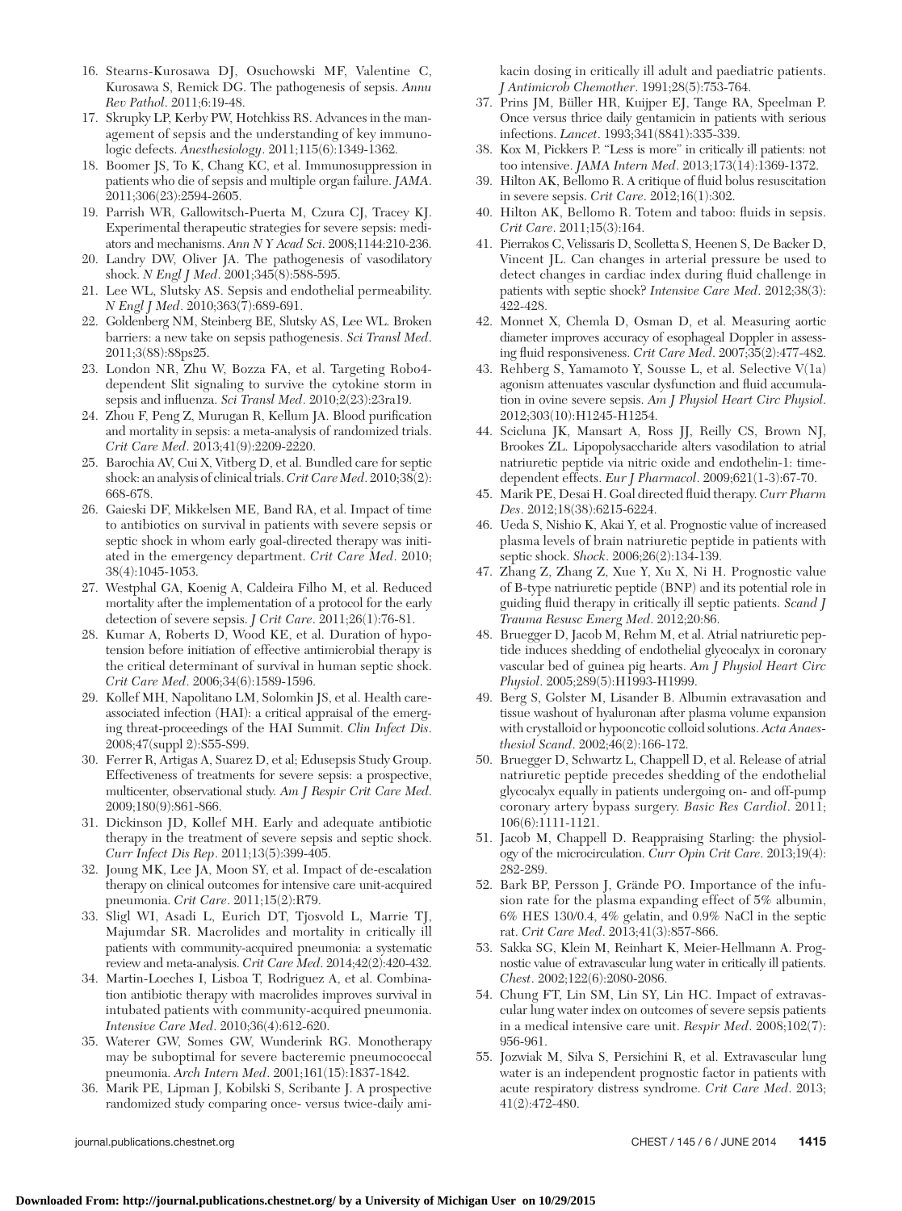16. Stearns-Kurosawa DJ, Osuchowski MF, Valentine C, Kurosawa S, Remick DG. The pathogenesis of sepsis. *Annu Rev Pathol*. 2011;6:19-48.
17. Skrupky LP, Kerby PW, Hotchkiss RS. Advances in the management of sepsis and the understanding of key immunologic defects. *Anesthesiology*. 2011;115(6):1349-1362.
18. Boomer JS, To K, Chang KC, et al. Immunosuppression in patients who die of sepsis and multiple organ failure. *JAMA*. 2011;306(23):2594-2605.
19. Parrish WR, Gallowitsch-Puerta M, Czura CJ, Tracey KJ. Experimental therapeutic strategies for severe sepsis: mediators and mechanisms. *Ann N Y Acad Sci*. 2008;1144:210-236.
20. Landry DW, Oliver JA. The pathogenesis of vasodilatory shock. *N Engl J Med*. 2001;345(8):588-595.
21. Lee WL, Slutsky AS. Sepsis and endothelial permeability. *N Engl J Med*. 2010;363(7):689-691.
22. Goldenberg NM, Steinberg BE, Slutsky AS, Lee WL. Broken barriers: a new take on sepsis pathogenesis. *Sci Transl Med*. 2011;3(88):88ps25.
23. London NR, Zhu W, Bozza FA, et al. Targeting Robo4-dependent Slit signaling to survive the cytokine storm in sepsis and influenza. *Sci Transl Med*. 2010;2(23):23ra19.
24. Zhou F, Peng Z, Murugan R, Kellum JA. Blood purification and mortality in sepsis: a meta-analysis of randomized trials. *Crit Care Med*. 2013;41(9):2209-2220.
25. Barochia AV, Cui X, Vitberg D, et al. Bundled care for septic shock: an analysis of clinical trials. *Crit Care Med*. 2010;38(2):668-678.
26. Gaieski DF, Mikkelsen ME, Band RA, et al. Impact of time to antibiotics on survival in patients with severe sepsis or septic shock in whom early goal-directed therapy was initiated in the emergency department. *Crit Care Med*. 2010;38(4):1045-1053.
27. Westphal GA, Koenig A, Caldeira Filho M, et al. Reduced mortality after the implementation of a protocol for the early detection of severe sepsis. *J Crit Care*. 2011;26(1):76-81.
28. Kumar A, Roberts D, Wood KE, et al. Duration of hypotension before initiation of effective antimicrobial therapy is the critical determinant of survival in human septic shock. *Crit Care Med*. 2006;34(6):1589-1596.
29. Kollef MH, Napolitano LM, Solomkin JS, et al. Health care-associated infection (HAI): a critical appraisal of the emerging threat-proceedings of the HAI Summit. *Clin Infect Dis*. 2008;47(suppl 2):S55-S99.
30. Ferrer R, Artigas A, Suarez D, et al; Edusepsis Study Group. Effectiveness of treatments for severe sepsis: a prospective, multicenter, observational study. *Am J Respir Crit Care Med*. 2009;180(9):861-866.
31. Dickinson JD, Kollef MH. Early and adequate antibiotic therapy in the treatment of severe sepsis and septic shock. *Curr Infect Dis Rep*. 2011;13(5):399-405.
32. Joung MK, Lee JA, Moon SY, et al. Impact of de-escalation therapy on clinical outcomes for intensive care unit-acquired pneumonia. *Crit Care*. 2011;15(2):R79.
33. Sligl WI, Asadi L, Eurich DT, Tjosvold L, Marrie TJ, Majumdar SR. Macrolides and mortality in critically ill patients with community-acquired pneumonia: a systematic review and meta-analysis. *Crit Care Med*. 2014;42(2):420-432.
34. Martin-Loeches I, Lisboa T, Rodriguez A, et al. Combination antibiotic therapy with macrolides improves survival in intubated patients with community-acquired pneumonia. *Intensive Care Med*. 2010;36(4):612-620.
35. Waterer GW, Somes GW, Wunderink RG. Monotherapy may be suboptimal for severe bacteremic pneumococcal pneumonia. *Arch Intern Med*. 2001;161(15):1837-1842.
36. Marik PE, Lipman J, Kobilski S, Scribante J. A prospective randomized study comparing once- versus twice-daily amikacin dosing in critically ill adult and paediatric patients. *J Antimicrob Chemother*. 1991;28(5):753-764.
37. Prins JM, Büller HR, Kuijper EJ, Tange RA, Speelman P. Once versus thrice daily gentamicin in patients with serious infections. *Lancet*. 1993;341(8841):335-339.
38. Kox M, Pickkers P. "Less is more" in critically ill patients: not too intensive. *JAMA Intern Med*. 2013;173(14):1369-1372.
39. Hilton AK, Bellomo R. A critique of fluid bolus resuscitation in severe sepsis. *Crit Care*. 2012;16(1):302.
40. Hilton AK, Bellomo R. Totem and taboo: fluids in sepsis. *Crit Care*. 2011;15(3):164.
41. Pierrakos C, Velissaris D, Scolletta S, Heenen S, De Backer D, Vincent JL. Can changes in arterial pressure be used to detect changes in cardiac index during fluid challenge in patients with septic shock? *Intensive Care Med*. 2012;38(3):422-428.
42. Monnet X, Chemla D, Osman D, et al. Measuring aortic diameter improves accuracy of esophageal Doppler in assessing fluid responsiveness. *Crit Care Med*. 2007;35(2):477-482.
43. Rehberg S, Yamamoto Y, Sousse L, et al. Selective V(1a) agonism attenuates vascular dysfunction and fluid accumulation in ovine severe sepsis. *Am J Physiol Heart Circ Physiol*. 2012;303(10):H1245-H1254.
44. Scicluna JK, Mansart A, Ross JJ, Reilly CS, Brown NJ, Brookes ZL. Lipopolysaccharide alters vasodilation to atrial natriuretic peptide via nitric oxide and endothelin-1: time-dependent effects. *Eur J Pharmacol*. 2009;621(1-3):67-70.
45. Marik PE, Desai H. Goal directed fluid therapy. *Curr Pharm Des*. 2012;18(38):6215-6224.
46. Ueda S, Nishio K, Akai Y, et al. Prognostic value of increased plasma levels of brain natriuretic peptide in patients with septic shock. *Shock*. 2006;26(2):134-139.
47. Zhang Z, Zhang Z, Xue Y, Xu X, Ni H. Prognostic value of B-type natriuretic peptide (BNP) and its potential role in guiding fluid therapy in critically ill septic patients. *Scand J Trauma Resusc Emerg Med*. 2012;20:86.
48. Bruegger D, Jacob M, Rehm M, et al. Atrial natriuretic peptide induces shedding of endothelial glycocalyx in coronary vascular bed of guinea pig hearts. *Am J Physiol Heart Circ Physiol*. 2005;289(5):H1993-H1999.
49. Berg S, Golster M, Lisander B. Albumin extravasation and tissue washout of hyaluronan after plasma volume expansion with crystalloid or hypooncotic colloid solutions. *Acta Anaesthesiol Scand*. 2002;46(2):166-172.
50. Bruegger D, Schwartz L, Chappell D, et al. Release of atrial natriuretic peptide precedes shedding of the endothelial glycocalyx equally in patients undergoing on- and off-pump coronary artery bypass surgery. *Basic Res Cardiol*. 2011;106(6):1111-1121.
51. Jacob M, Chappell D. Reappraising Starling: the physiology of the microcirculation. *Curr Opin Crit Care*. 2013;19(4):282-289.
52. Bark BP, Persson J, Grände PO. Importance of the infusion rate for the plasma expanding effect of 5% albumin, 6% HES 130/0.4, 4% gelatin, and 0.9% NaCl in the septic rat. *Crit Care Med*. 2013;41(3):857-866.
53. Sakka SG, Klein M, Reinhart K, Meier-Hellmann A. Prognostic value of extravascular lung water in critically ill patients. *Chest*. 2002;122(6):2080-2086.
54. Chung FT, Lin SM, Lin SY, Lin HC. Impact of extravascular lung water index on outcomes of severe sepsis patients in a medical intensive care unit. *Respir Med*. 2008;102(7):956-961.
55. Jozwiak M, Silva S, Persichini R, et al. Extravascular lung water is an independent prognostic factor in patients with acute respiratory distress syndrome. *Crit Care Med*. 2013;41(2):472-480.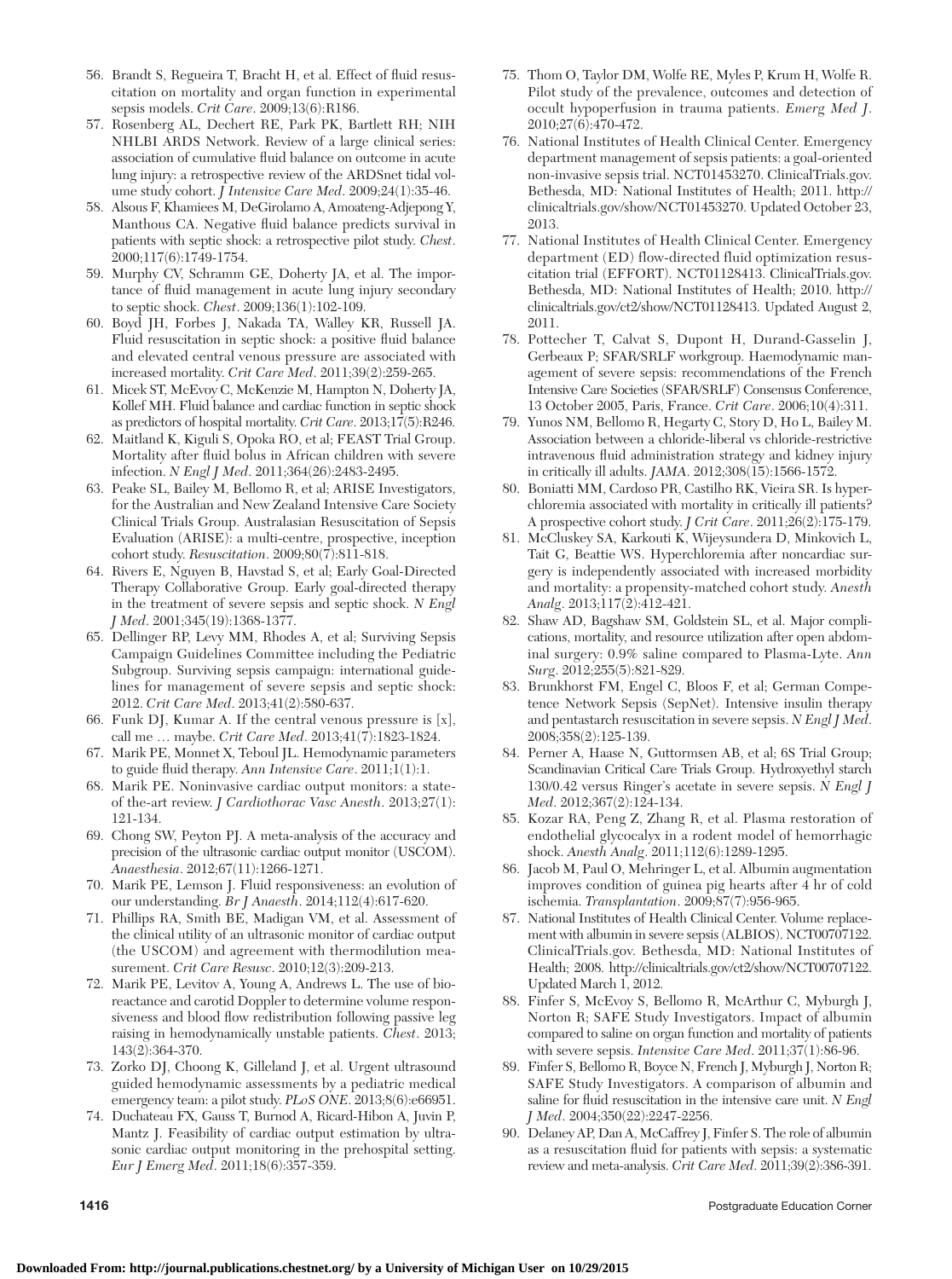56. Brandt S, Regueira T, Bracht H, et al. Effect of fluid resuscitation on mortality and organ function in experimental sepsis models. *Crit Care*. 2009;13(6):R186.
57. Rosenberg AL, Dechert RE, Park PK, Bartlett RH; NIH NHLBI ARDS Network. Review of a large clinical series: association of cumulative fluid balance on outcome in acute lung injury: a retrospective review of the ARDSnet tidal volume study cohort. *J Intensive Care Med*. 2009;24(1):35-46.
58. Alsous F, Khamiees M, DeGirolamo A, Amoateng-Adjepong Y, Manthous CA. Negative fluid balance predicts survival in patients with septic shock: a retrospective pilot study. *Chest*. 2000;117(6):1749-1754.
59. Murphy CV, Schramm GE, Doherty JA, et al. The importance of fluid management in acute lung injury secondary to septic shock. *Chest*. 2009;136(1):102-109.
60. Boyd JH, Forbes J, Nakada TA, Walley KR, Russell JA. Fluid resuscitation in septic shock: a positive fluid balance and elevated central venous pressure are associated with increased mortality. *Crit Care Med*. 2011;39(2):259-265.
61. Micek ST, McEvoy C, McKenzie M, Hampton N, Doherty JA, Kollef MH. Fluid balance and cardiac function in septic shock as predictors of hospital mortality. *Crit Care*. 2013;17(5):R246.
62. Maitland K, Kiguli S, Opoka RO, et al; FEAST Trial Group. Mortality after fluid bolus in African children with severe infection. *N Engl J Med*. 2011;364(26):2483-2495.
63. Peake SL, Bailey M, Bellomo R, et al; ARISE Investigators, for the Australian and New Zealand Intensive Care Society Clinical Trials Group. Australasian Resuscitation of Sepsis Evaluation (ARISE): a multi-centre, prospective, inception cohort study. *Resuscitation*. 2009;80(7):811-818.
64. Rivers E, Nguyen B, Havstad S, et al; Early Goal-Directed Therapy Collaborative Group. Early goal-directed therapy in the treatment of severe sepsis and septic shock. *N Engl J Med*. 2001;345(19):1368-1377.
65. Dellinger RP, Levy MM, Rhodes A, et al; Surviving Sepsis Campaign Guidelines Committee including the Pediatric Subgroup. Surviving sepsis campaign: international guidelines for management of severe sepsis and septic shock: 2012. *Crit Care Med*. 2013;41(2):580-637.
66. Funk DJ, Kumar A. If the central venous pressure is [x], call me … maybe. *Crit Care Med*. 2013;41(7):1823-1824.
67. Marik PE, Monnet X, Teboul JL. Hemodynamic parameters to guide fluid therapy. *Ann Intensive Care*. 2011;1(1):1.
68. Marik PE. Noninvasive cardiac output monitors: a state-of the-art review. *J Cardiothorac Vasc Anesth*. 2013;27(1): 121-134.
69. Chong SW, Peyton PJ. A meta-analysis of the accuracy and precision of the ultrasonic cardiac output monitor (USCOM). *Anaesthesia*. 2012;67(11):1266-1271.
70. Marik PE, Lemson J. Fluid responsiveness: an evolution of our understanding. *Br J Anaesth*. 2014;112(4):617-620.
71. Phillips RA, Smith BE, Madigan VM, et al. Assessment of the clinical utility of an ultrasonic monitor of cardiac output (the USCOM) and agreement with thermodilution measurement. *Crit Care Resusc*. 2010;12(3):209-213.
72. Marik PE, Levitov A, Young A, Andrews L. The use of bioreactance and carotid Doppler to determine volume responsiveness and blood flow redistribution following passive leg raising in hemodynamically unstable patients. *Chest*. 2013; 143(2):364-370.
73. Zorko DJ, Choong K, Gilleland J, et al. Urgent ultrasound guided hemodynamic assessments by a pediatric medical emergency team: a pilot study. *PLoS ONE*. 2013;8(6):e66951.
74. Duchateau FX, Gauss T, Burnod A, Ricard-Hibon A, Juvin P, Mantz J. Feasibility of cardiac output estimation by ultrasonic cardiac output monitoring in the prehospital setting. *Eur J Emerg Med*. 2011;18(6):357-359.
75. Thom O, Taylor DM, Wolfe RE, Myles P, Krum H, Wolfe R. Pilot study of the prevalence, outcomes and detection of occult hypoperfusion in trauma patients. *Emerg Med J*. 2010;27(6):470-472.
76. National Institutes of Health Clinical Center. Emergency department management of sepsis patients: a goal-oriented non-invasive sepsis trial. NCT01453270. ClinicalTrials.gov. Bethesda, MD: National Institutes of Health; 2011. http://clinicaltrials.gov/show/NCT01453270. Updated October 23, 2013.
77. National Institutes of Health Clinical Center. Emergency department (ED) flow-directed fluid optimization resuscitation trial (EFFORT). NCT01128413. ClinicalTrials.gov. Bethesda, MD: National Institutes of Health; 2010. http://clinicaltrials.gov/ct2/show/NCT01128413. Updated August 2, 2011.
78. Pottecher T, Calvat S, Dupont H, Durand-Gasselin J, Gerbeaux P; SFAR/SRLF workgroup. Haemodynamic management of severe sepsis: recommendations of the French Intensive Care Societies (SFAR/SRLF) Consensus Conference, 13 October 2005, Paris, France. *Crit Care*. 2006;10(4):311.
79. Yunos NM, Bellomo R, Hegarty C, Story D, Ho L, Bailey M. Association between a chloride-liberal vs chloride-restrictive intravenous fluid administration strategy and kidney injury in critically ill adults. *JAMA*. 2012;308(15):1566-1572.
80. Boniatti MM, Cardoso PR, Castilho RK, Vieira SR. Is hyperchloremia associated with mortality in critically ill patients? A prospective cohort study. *J Crit Care*. 2011;26(2):175-179.
81. McCluskey SA, Karkouti K, Wijeysundera D, Minkovich L, Tait G, Beattie WS. Hyperchloremia after noncardiac surgery is independently associated with increased morbidity and mortality: a propensity-matched cohort study. *Anesth Analg*. 2013;117(2):412-421.
82. Shaw AD, Bagshaw SM, Goldstein SL, et al. Major complications, mortality, and resource utilization after open abdominal surgery: 0.9% saline compared to Plasma-Lyte. *Ann Surg*. 2012;255(5):821-829.
83. Brunkhorst FM, Engel C, Bloos F, et al; German Competence Network Sepsis (SepNet). Intensive insulin therapy and pentastarch resuscitation in severe sepsis. *N Engl J Med*. 2008;358(2):125-139.
84. Perner A, Haase N, Guttormsen AB, et al; 6S Trial Group; Scandinavian Critical Care Trials Group. Hydroxyethyl starch 130/0.42 versus Ringer's acetate in severe sepsis. *N Engl J Med*. 2012;367(2):124-134.
85. Kozar RA, Peng Z, Zhang R, et al. Plasma restoration of endothelial glycocalyx in a rodent model of hemorrhagic shock. *Anesth Analg*. 2011;112(6):1289-1295.
86. Jacob M, Paul O, Mehringer L, et al. Albumin augmentation improves condition of guinea pig hearts after 4 hr of cold ischemia. *Transplantation*. 2009;87(7):956-965.
87. National Institutes of Health Clinical Center. Volume replacement with albumin in severe sepsis (ALBIOS). NCT00707122. ClinicalTrials.gov. Bethesda, MD: National Institutes of Health; 2008. http://clinicaltrials.gov/ct2/show/NCT00707122. Updated March 1, 2012.
88. Finfer S, McEvoy S, Bellomo R, McArthur C, Myburgh J, Norton R; SAFE Study Investigators. Impact of albumin compared to saline on organ function and mortality of patients with severe sepsis. *Intensive Care Med*. 2011;37(1):86-96.
89. Finfer S, Bellomo R, Boyce N, French J, Myburgh J, Norton R; SAFE Study Investigators. A comparison of albumin and saline for fluid resuscitation in the intensive care unit. *N Engl J Med*. 2004;350(22):2247-2256.
90. Delaney AP, Dan A, McCaffrey J, Finfer S. The role of albumin as a resuscitation fluid for patients with sepsis: a systematic review and meta-analysis. *Crit Care Med*. 2011;39(2):386-391.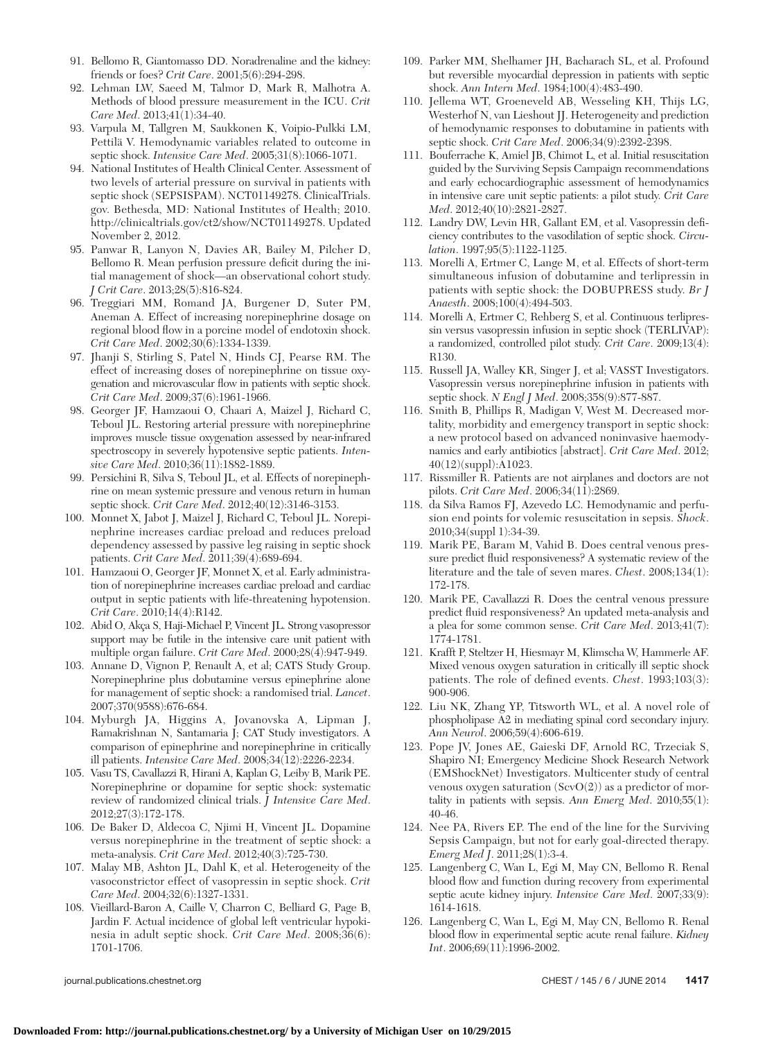91. Bellomo R, Giantomasso DD. Noradrenaline and the kidney: friends or foes? *Crit Care*. 2001;5(6):294-298.
92. Lehman LW, Saeed M, Talmor D, Mark R, Malhotra A. Methods of blood pressure measurement in the ICU. *Crit Care Med*. 2013;41(1):34-40.
93. Varpula M, Tallgren M, Saukkonen K, Voipio-Pulkki LM, Pettilä V. Hemodynamic variables related to outcome in septic shock. *Intensive Care Med*. 2005;31(8):1066-1071.
94. National Institutes of Health Clinical Center. Assessment of two levels of arterial pressure on survival in patients with septic shock (SEPSISPAM). NCT01149278. ClinicalTrials.gov. Bethesda, MD: National Institutes of Health; 2010. http://clinicaltrials.gov/ct2/show/NCT01149278. Updated November 2, 2012.
95. Panwar R, Lanyon N, Davies AR, Bailey M, Pilcher D, Bellomo R. Mean perfusion pressure deficit during the initial management of shock—an observational cohort study. *J Crit Care*. 2013;28(5):816-824.
96. Treggiari MM, Romand JA, Burgener D, Suter PM, Aneman A. Effect of increasing norepinephrine dosage on regional blood flow in a porcine model of endotoxin shock. *Crit Care Med*. 2002;30(6):1334-1339.
97. Jhanji S, Stirling S, Patel N, Hinds CJ, Pearse RM. The effect of increasing doses of norepinephrine on tissue oxygenation and microvascular flow in patients with septic shock. *Crit Care Med*. 2009;37(6):1961-1966.
98. Georger JF, Hamzaoui O, Chaari A, Maizel J, Richard C, Teboul JL. Restoring arterial pressure with norepinephrine improves muscle tissue oxygenation assessed by near-infrared spectroscopy in severely hypotensive septic patients. *Intensive Care Med*. 2010;36(11):1882-1889.
99. Persichini R, Silva S, Teboul JL, et al. Effects of norepinephrine on mean systemic pressure and venous return in human septic shock. *Crit Care Med*. 2012;40(12):3146-3153.
100. Monnet X, Jabot J, Maizel J, Richard C, Teboul JL. Norepinephrine increases cardiac preload and reduces preload dependency assessed by passive leg raising in septic shock patients. *Crit Care Med*. 2011;39(4):689-694.
101. Hamzaoui O, Georger JF, Monnet X, et al. Early administration of norepinephrine increases cardiac preload and cardiac output in septic patients with life-threatening hypotension. *Crit Care*. 2010;14(4):R142.
102. Abid O, Akça S, Haji-Michael P, Vincent JL. Strong vasopressor support may be futile in the intensive care unit patient with multiple organ failure. *Crit Care Med*. 2000;28(4):947-949.
103. Annane D, Vignon P, Renault A, et al; CATS Study Group. Norepinephrine plus dobutamine versus epinephrine alone for management of septic shock: a randomised trial. *Lancet*. 2007;370(9588):676-684.
104. Myburgh JA, Higgins A, Jovanovska A, Lipman J, Ramakrishnan N, Santamaria J; CAT Study investigators. A comparison of epinephrine and norepinephrine in critically ill patients. *Intensive Care Med*. 2008;34(12):2226-2234.
105. Vasu TS, Cavallazzi R, Hirani A, Kaplan G, Leiby B, Marik PE. Norepinephrine or dopamine for septic shock: systematic review of randomized clinical trials. *J Intensive Care Med*. 2012;27(3):172-178.
106. De Baker D, Aldecoa C, Njimi H, Vincent JL. Dopamine versus norepinephrine in the treatment of septic shock: a meta-analysis. *Crit Care Med*. 2012;40(3):725-730.
107. Malay MB, Ashton JL, Dahl K, et al. Heterogeneity of the vasoconstrictor effect of vasopressin in septic shock. *Crit Care Med*. 2004;32(6):1327-1331.
108. Vieillard-Baron A, Caille V, Charron C, Belliard G, Page B, Jardin F. Actual incidence of global left ventricular hypokinesia in adult septic shock. *Crit Care Med*. 2008;36(6):1701-1706.
109. Parker MM, Shelhamer JH, Bacharach SL, et al. Profound but reversible myocardial depression in patients with septic shock. *Ann Intern Med*. 1984;100(4):483-490.
110. Jellema WT, Groeneveld AB, Wesseling KH, Thijs LG, Westerhof N, van Lieshout JJ. Heterogeneity and prediction of hemodynamic responses to dobutamine in patients with septic shock. *Crit Care Med*. 2006;34(9):2392-2398.
111. Bouferrache K, Amiel JB, Chimot L, et al. Initial resuscitation guided by the Surviving Sepsis Campaign recommendations and early echocardiographic assessment of hemodynamics in intensive care unit septic patients: a pilot study. *Crit Care Med*. 2012;40(10):2821-2827.
112. Landry DW, Levin HR, Gallant EM, et al. Vasopressin deficiency contributes to the vasodilation of septic shock. *Circulation*. 1997;95(5):1122-1125.
113. Morelli A, Ertmer C, Lange M, et al. Effects of short-term simultaneous infusion of dobutamine and terlipressin in patients with septic shock: the DOBUPRESS study. *Br J Anaesth*. 2008;100(4):494-503.
114. Morelli A, Ertmer C, Rehberg S, et al. Continuous terlipressin versus vasopressin infusion in septic shock (TERLIVAP): a randomized, controlled pilot study. *Crit Care*. 2009;13(4):R130.
115. Russell JA, Walley KR, Singer J, et al; VASST Investigators. Vasopressin versus norepinephrine infusion in patients with septic shock. *N Engl J Med*. 2008;358(9):877-887.
116. Smith B, Phillips R, Madigan V, West M. Decreased mortality, morbidity and emergency transport in septic shock: a new protocol based on advanced noninvasive haemodynamics and early antibiotics [abstract]. *Crit Care Med*. 2012;40(12)(suppl):A1023.
117. Rissmiller R. Patients are not airplanes and doctors are not pilots. *Crit Care Med*. 2006;34(11):2869.
118. da Silva Ramos FJ, Azevedo LC. Hemodynamic and perfusion end points for volemic resuscitation in sepsis. *Shock*. 2010;34(suppl 1):34-39.
119. Marik PE, Baram M, Vahid B. Does central venous pressure predict fluid responsiveness? A systematic review of the literature and the tale of seven mares. *Chest*. 2008;134(1):172-178.
120. Marik PE, Cavallazzi R. Does the central venous pressure predict fluid responsiveness? An updated meta-analysis and a plea for some common sense. *Crit Care Med*. 2013;41(7):1774-1781.
121. Krafft P, Steltzer H, Hiesmayr M, Klimscha W, Hammerle AF. Mixed venous oxygen saturation in critically ill septic shock patients. The role of defined events. *Chest*. 1993;103(3):900-906.
122. Liu NK, Zhang YP, Titsworth WL, et al. A novel role of phospholipase A2 in mediating spinal cord secondary injury. *Ann Neurol*. 2006;59(4):606-619.
123. Pope JV, Jones AE, Gaieski DF, Arnold RC, Trzeciak S, Shapiro NI; Emergency Medicine Shock Research Network (EMShockNet) Investigators. Multicenter study of central venous oxygen saturation (ScvO(2)) as a predictor of mortality in patients with sepsis. *Ann Emerg Med*. 2010;55(1):40-46.
124. Nee PA, Rivers EP. The end of the line for the Surviving Sepsis Campaign, but not for early goal-directed therapy. *Emerg Med J*. 2011;28(1):3-4.
125. Langenberg C, Wan L, Egi M, May CN, Bellomo R. Renal blood flow and function during recovery from experimental septic acute kidney injury. *Intensive Care Med*. 2007;33(9):1614-1618.
126. Langenberg C, Wan L, Egi M, May CN, Bellomo R. Renal blood flow in experimental septic acute renal failure. *Kidney Int*. 2006;69(11):1996-2002.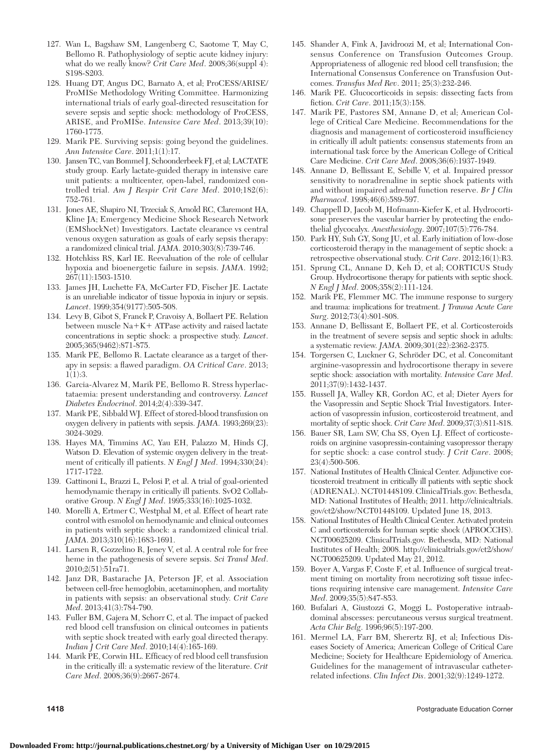127. Wan L, Bagshaw SM, Langenberg C, Saotome T, May C, Bellomo R. Pathophysiology of septic acute kidney injury: what do we really know? *Crit Care Med*. 2008;36(suppl 4): S198-S203.
128. Huang DT, Angus DC, Barnato A, et al; ProCESS/ARISE/ProMISe Methodology Writing Committee. Harmonizing international trials of early goal-directed resuscitation for severe sepsis and septic shock: methodology of ProCESS, ARISE, and ProMISe. *Intensive Care Med*. 2013;39(10): 1760-1775.
129. Marik PE. Surviving sepsis: going beyond the guidelines. *Ann Intensive Care*. 2011;1(1):17.
130. Jansen TC, van Bommel J, Schoonderbeek FJ, et al; LACTATE study group. Early lactate-guided therapy in intensive care unit patients: a multicenter, open-label, randomized controlled trial. *Am J Respir Crit Care Med*. 2010;182(6): 752-761.
131. Jones AE, Shapiro NI, Trzeciak S, Arnold RC, Claremont HA, Kline JA; Emergency Medicine Shock Research Network (EMShockNet) Investigators. Lactate clearance vs central venous oxygen saturation as goals of early sepsis therapy: a randomized clinical trial. *JAMA*. 2010;303(8):739-746.
132. Hotchkiss RS, Karl IE. Reevaluation of the role of cellular hypoxia and bioenergetic failure in sepsis. *JAMA*. 1992; 267(11):1503-1510.
133. James JH, Luchette FA, McCarter FD, Fischer JE. Lactate is an unreliable indicator of tissue hypoxia in injury or sepsis. *Lancet*. 1999;354(9177):505-508.
134. Levy B, Gibot S, Franck P, Cravoisy A, Bollaert PE. Relation between muscle Na+K+ ATPase activity and raised lactate concentrations in septic shock: a prospective study. *Lancet*. 2005;365(9462):871-875.
135. Marik PE, Bellomo R. Lactate clearance as a target of therapy in sepsis: a flawed paradigm. *OA Critical Care*. 2013; 1(1):3.
136. Garcia-Alvarez M, Marik PE, Bellomo R. Stress hyperlactataemia: present understanding and controversy. *Lancet Diabetes Endocrinol*. 2014;2(4):339-347.
137. Marik PE, Sibbald WJ. Effect of stored-blood transfusion on oxygen delivery in patients with sepsis. *JAMA*. 1993;269(23): 3024-3029.
138. Hayes MA, Timmins AC, Yau EH, Palazzo M, Hinds CJ, Watson D. Elevation of systemic oxygen delivery in the treatment of critically ill patients. *N Engl J Med*. 1994;330(24): 1717-1722.
139. Gattinoni L, Brazzi L, Pelosi P, et al. A trial of goal-oriented hemodynamic therapy in critically ill patients. SvO2 Collaborative Group. *N Engl J Med*. 1995;333(16):1025-1032.
140. Morelli A, Ertmer C, Westphal M, et al. Effect of heart rate control with esmolol on hemodynamic and clinical outcomes in patients with septic shock: a randomized clinical trial. *JAMA*. 2013;310(16):1683-1691.
141. Larsen R, Gozzelino R, Jeney V, et al. A central role for free heme in the pathogenesis of severe sepsis. *Sci Transl Med*. 2010;2(51):51ra71.
142. Janz DR, Bastarache JA, Peterson JF, et al. Association between cell-free hemoglobin, acetaminophen, and mortality in patients with sepsis: an observational study. *Crit Care Med*. 2013;41(3):784-790.
143. Fuller BM, Gajera M, Schorr C, et al. The impact of packed red blood cell transfusion on clinical outcomes in patients with septic shock treated with early goal directed therapy. *Indian J Crit Care Med*. 2010;14(4):165-169.
144. Marik PE, Corwin HL. Efficacy of red blood cell transfusion in the critically ill: a systematic review of the literature. *Crit Care Med*. 2008;36(9):2667-2674.
145. Shander A, Fink A, Javidroozi M, et al; International Consensus Conference on Transfusion Outcomes Group. Appropriateness of allogenic red blood cell transfusion; the International Consensus Conference on Transfusion Outcomes. *Transfus Med Rev*. 2011; 25(3):232-246.
146. Marik PE. Glucocorticoids in sepsis: dissecting facts from fiction. *Crit Care*. 2011;15(3):158.
147. Marik PE, Pastores SM, Annane D, et al; American College of Critical Care Medicine. Recommendations for the diagnosis and management of corticosteroid insufficiency in critically ill adult patients: consensus statements from an international task force by the American College of Critical Care Medicine. *Crit Care Med*. 2008;36(6):1937-1949.
148. Annane D, Bellissant E, Sebille V, et al. Impaired pressor sensitivity to noradrenaline in septic shock patients with and without impaired adrenal function reserve. *Br J Clin Pharmacol*. 1998;46(6):589-597.
149. Chappell D, Jacob M, Hofmann-Kiefer K, et al. Hydrocortisone preserves the vascular barrier by protecting the endothelial glycocalyx. *Anesthesiology*. 2007;107(5):776-784.
150. Park HY, Suh GY, Song JU, et al. Early initiation of low-dose corticosteroid therapy in the management of septic shock: a retrospective observational study. *Crit Care*. 2012;16(1):R3.
151. Sprung CL, Annane D, Keh D, et al; CORTICUS Study Group. Hydrocortisone therapy for patients with septic shock. *N Engl J Med*. 2008;358(2):111-124.
152. Marik PE, Flemmer MC. The immune response to surgery and trauma: implications for treatment. *J Trauma Acute Care Surg*. 2012;73(4):801-808.
153. Annane D, Bellissant E, Bollaert PE, et al. Corticosteroids in the treatment of severe sepsis and septic shock in adults: a systematic review. *JAMA*. 2009;301(22):2362-2375.
154. Torgersen C, Luckner G, Schröder DC, et al. Concomitant arginine-vasopressin and hydrocortisone therapy in severe septic shock: association with mortality. *Intensive Care Med*. 2011;37(9):1432-1437.
155. Russell JA, Walley KR, Gordon AC, et al; Dieter Ayers for the Vasopressin and Septic Shock Trial Investigators. Interaction of vasopressin infusion, corticosteroid treatment, and mortality of septic shock. *Crit Care Med*. 2009;37(3):811-818.
156. Bauer SR, Lam SW, Cha SS, Oyen LJ. Effect of corticosteroids on arginine vasopressin-containing vasopressor therapy for septic shock: a case control study. *J Crit Care*. 2008; 23(4):500-506.
157. National Institutes of Health Clinical Center. Adjunctive corticosteroid treatment in critically ill patients with septic shock (ADRENAL). NCT01448109. ClinicalTrials.gov. Bethesda, MD: National Institutes of Health; 2011. http://clinicaltrials.gov/ct2/show/NCT01448109. Updated June 18, 2013.
158. National Institutes of Health Clinical Center. Activated protein C and corticosteroids for human septic shock (APROCCHS). NCT00625209. ClinicalTrials.gov. Bethesda, MD: National Institutes of Health; 2008. http://clinicaltrials.gov/ct2/show/NCT00625209. Updated May 21, 2012.
159. Boyer A, Vargas F, Coste F, et al. Influence of surgical treatment timing on mortality from necrotizing soft tissue infections requiring intensive care management. *Intensive Care Med*. 2009;35(5):847-853.
160. Bufalari A, Giustozzi G, Moggi L. Postoperative intraabdominal abscesses: percutaneous versus surgical treatment. *Acta Chir Belg*. 1996;96(5):197-200.
161. Mermel LA, Farr BM, Sherertz RJ, et al; Infectious Diseases Society of America; American College of Critical Care Medicine; Society for Healthcare Epidemiology of America. Guidelines for the management of intravascular catheter-related infections. *Clin Infect Dis*. 2001;32(9):1249-1272.